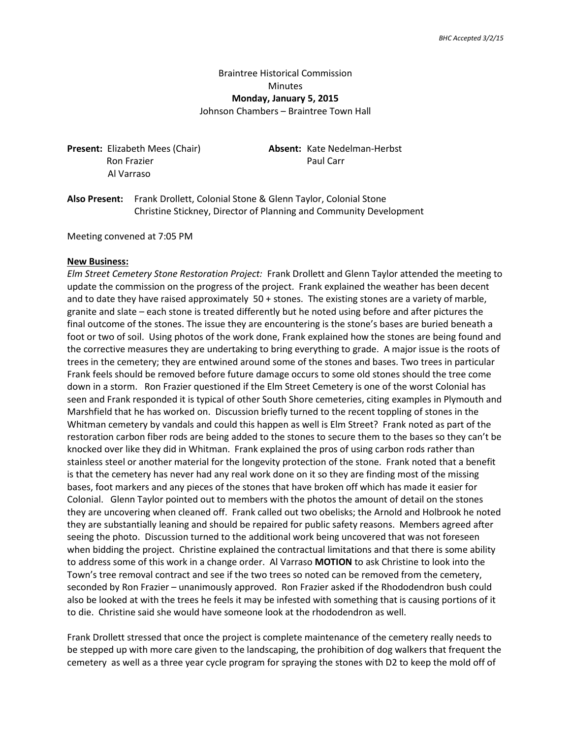*BHC Accepted 3/2/15*

Braintree Historical Commission
Minutes
**Monday, January 5, 2015**
Johnson Chambers – Braintree Town Hall

**Present:** Elizabeth Mees (Chair)
Ron Frazier
Al Varraso

**Absent:** Kate Nedelman-Herbst
Paul Carr

**Also Present:** Frank Drollett, Colonial Stone & Glenn Taylor, Colonial Stone
Christine Stickney, Director of Planning and Community Development

Meeting convened at 7:05 PM

**New Business:**

*Elm Street Cemetery Stone Restoration Project:* Frank Drollett and Glenn Taylor attended the meeting to update the commission on the progress of the project. Frank explained the weather has been decent and to date they have raised approximately 50 + stones. The existing stones are a variety of marble, granite and slate – each stone is treated differently but he noted using before and after pictures the final outcome of the stones. The issue they are encountering is the stone's bases are buried beneath a foot or two of soil. Using photos of the work done, Frank explained how the stones are being found and the corrective measures they are undertaking to bring everything to grade. A major issue is the roots of trees in the cemetery; they are entwined around some of the stones and bases. Two trees in particular Frank feels should be removed before future damage occurs to some old stones should the tree come down in a storm. Ron Frazier questioned if the Elm Street Cemetery is one of the worst Colonial has seen and Frank responded it is typical of other South Shore cemeteries, citing examples in Plymouth and Marshfield that he has worked on. Discussion briefly turned to the recent toppling of stones in the Whitman cemetery by vandals and could this happen as well is Elm Street? Frank noted as part of the restoration carbon fiber rods are being added to the stones to secure them to the bases so they can't be knocked over like they did in Whitman. Frank explained the pros of using carbon rods rather than stainless steel or another material for the longevity protection of the stone. Frank noted that a benefit is that the cemetery has never had any real work done on it so they are finding most of the missing bases, foot markers and any pieces of the stones that have broken off which has made it easier for Colonial. Glenn Taylor pointed out to members with the photos the amount of detail on the stones they are uncovering when cleaned off. Frank called out two obelisks; the Arnold and Holbrook he noted they are substantially leaning and should be repaired for public safety reasons. Members agreed after seeing the photo. Discussion turned to the additional work being uncovered that was not foreseen when bidding the project. Christine explained the contractual limitations and that there is some ability to address some of this work in a change order. Al Varraso **MOTION** to ask Christine to look into the Town's tree removal contract and see if the two trees so noted can be removed from the cemetery, seconded by Ron Frazier – unanimously approved. Ron Frazier asked if the Rhododendron bush could also be looked at with the trees he feels it may be infested with something that is causing portions of it to die. Christine said she would have someone look at the rhododendron as well.

Frank Drollett stressed that once the project is complete maintenance of the cemetery really needs to be stepped up with more care given to the landscaping, the prohibition of dog walkers that frequent the cemetery as well as a three year cycle program for spraying the stones with D2 to keep the mold off of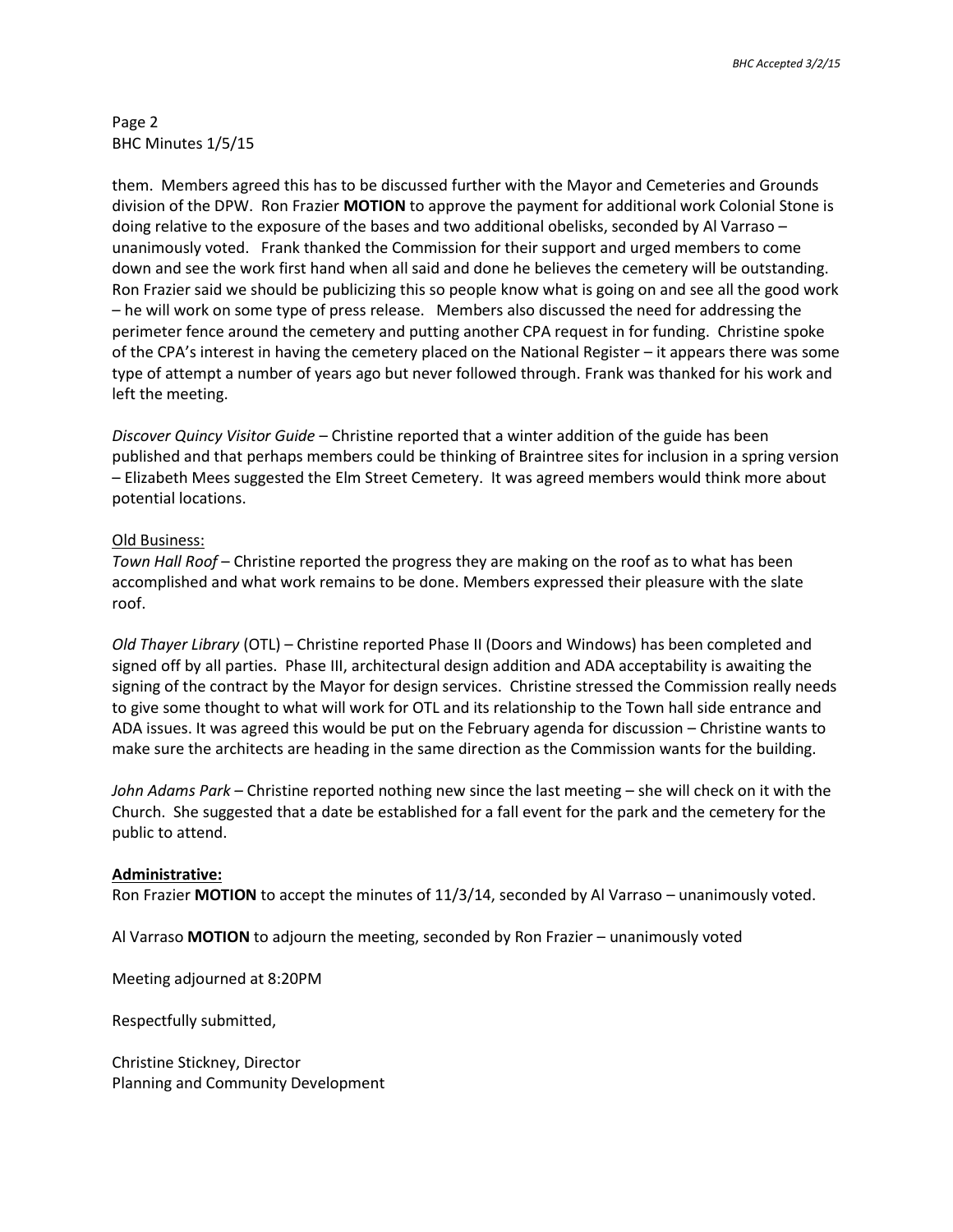Page 2
BHC Minutes 1/5/15

them. Members agreed this has to be discussed further with the Mayor and Cemeteries and Grounds division of the DPW. Ron Frazier **MOTION** to approve the payment for additional work Colonial Stone is doing relative to the exposure of the bases and two additional obelisks, seconded by Al Varraso – unanimously voted. Frank thanked the Commission for their support and urged members to come down and see the work first hand when all said and done he believes the cemetery will be outstanding. Ron Frazier said we should be publicizing this so people know what is going on and see all the good work – he will work on some type of press release. Members also discussed the need for addressing the perimeter fence around the cemetery and putting another CPA request in for funding. Christine spoke of the CPA's interest in having the cemetery placed on the National Register – it appears there was some type of attempt a number of years ago but never followed through. Frank was thanked for his work and left the meeting.

*Discover Quincy Visitor Guide* – Christine reported that a winter addition of the guide has been published and that perhaps members could be thinking of Braintree sites for inclusion in a spring version – Elizabeth Mees suggested the Elm Street Cemetery. It was agreed members would think more about potential locations.

Old Business:

*Town Hall Roof* – Christine reported the progress they are making on the roof as to what has been accomplished and what work remains to be done. Members expressed their pleasure with the slate roof.

*Old Thayer Library* (OTL) – Christine reported Phase II (Doors and Windows) has been completed and signed off by all parties. Phase III, architectural design addition and ADA acceptability is awaiting the signing of the contract by the Mayor for design services. Christine stressed the Commission really needs to give some thought to what will work for OTL and its relationship to the Town hall side entrance and ADA issues. It was agreed this would be put on the February agenda for discussion – Christine wants to make sure the architects are heading in the same direction as the Commission wants for the building.

*John Adams Park* – Christine reported nothing new since the last meeting – she will check on it with the Church. She suggested that a date be established for a fall event for the park and the cemetery for the public to attend.

**Administrative:**

Ron Frazier **MOTION** to accept the minutes of 11/3/14, seconded by Al Varraso – unanimously voted.

Al Varraso **MOTION** to adjourn the meeting, seconded by Ron Frazier – unanimously voted

Meeting adjourned at 8:20PM

Respectfully submitted,

Christine Stickney, Director
Planning and Community Development